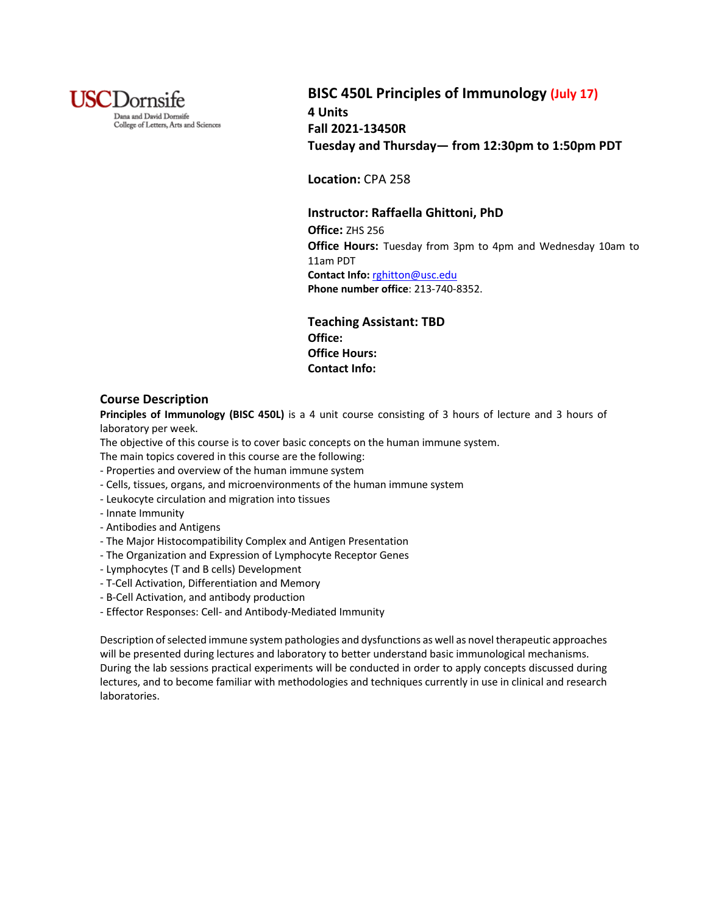USC Dornsife
Dana and David Dornsife College of Letters, Arts and Sciences

# BISC 450L Principles of Immunology (July 17)

**4 Units**
**Fall 2021-13450R**
**Tuesday and Thursday— from 12:30pm to 1:50pm PDT**

**Location:** CPA 258

**Instructor: Raffaella Ghittoni, PhD**
**Office:** ZHS 256
**Office Hours:** Tuesday from 3pm to 4pm and Wednesday 10am to 11am PDT
**Contact Info:** rghitton@usc.edu
**Phone number office**: 213-740-8352.

**Teaching Assistant: TBD**
**Office:**
**Office Hours:**
**Contact Info:**

## Course Description

**Principles of Immunology (BISC 450L)** is a 4 unit course consisting of 3 hours of lecture and 3 hours of laboratory per week.
The objective of this course is to cover basic concepts on the human immune system.
The main topics covered in this course are the following:

- Properties and overview of the human immune system
- Cells, tissues, organs, and microenvironments of the human immune system
- Leukocyte circulation and migration into tissues
- Innate Immunity
- Antibodies and Antigens
- The Major Histocompatibility Complex and Antigen Presentation
- The Organization and Expression of Lymphocyte Receptor Genes
- Lymphocytes (T and B cells) Development
- T-Cell Activation, Differentiation and Memory
- B-Cell Activation, and antibody production
- Effector Responses: Cell- and Antibody-Mediated Immunity

Description of selected immune system pathologies and dysfunctions as well as novel therapeutic approaches will be presented during lectures and laboratory to better understand basic immunological mechanisms. During the lab sessions practical experiments will be conducted in order to apply concepts discussed during lectures, and to become familiar with methodologies and techniques currently in use in clinical and research laboratories.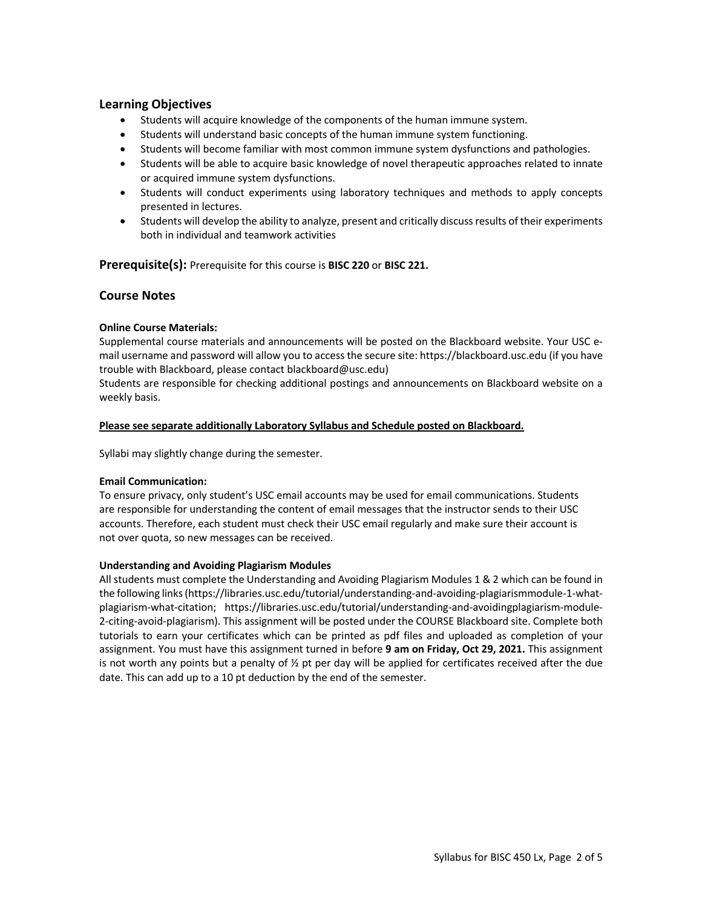## Learning Objectives

- Students will acquire knowledge of the components of the human immune system.
- Students will understand basic concepts of the human immune system functioning.
- Students will become familiar with most common immune system dysfunctions and pathologies.
- Students will be able to acquire basic knowledge of novel therapeutic approaches related to innate or acquired immune system dysfunctions.
- Students will conduct experiments using laboratory techniques and methods to apply concepts presented in lectures.
- Students will develop the ability to analyze, present and critically discuss results of their experiments both in individual and teamwork activities

## Prerequisite(s): 

Prerequisite for this course is **BISC 220** or **BISC 221.**

## Course Notes

**Online Course Materials:**
Supplemental course materials and announcements will be posted on the Blackboard website. Your USC e-mail username and password will allow you to access the secure site: https://blackboard.usc.edu (if you have trouble with Blackboard, please contact blackboard@usc.edu)
Students are responsible for checking additional postings and announcements on Blackboard website on a weekly basis.

**Please see separate additionally Laboratory Syllabus and Schedule posted on Blackboard.**

Syllabi may slightly change during the semester.

**Email Communication:**
To ensure privacy, only student's USC email accounts may be used for email communications. Students are responsible for understanding the content of email messages that the instructor sends to their USC accounts. Therefore, each student must check their USC email regularly and make sure their account is not over quota, so new messages can be received.

**Understanding and Avoiding Plagiarism Modules**
All students must complete the Understanding and Avoiding Plagiarism Modules 1 & 2 which can be found in the following links (https://libraries.usc.edu/tutorial/understanding-and-avoiding-plagiarismmodule-1-what-plagiarism-what-citation; https://libraries.usc.edu/tutorial/understanding-and-avoidingplagiarism-module-2-citing-avoid-plagiarism). This assignment will be posted under the COURSE Blackboard site. Complete both tutorials to earn your certificates which can be printed as pdf files and uploaded as completion of your assignment. You must have this assignment turned in before **9 am on Friday, Oct 29, 2021.** This assignment is not worth any points but a penalty of ½ pt per day will be applied for certificates received after the due date. This can add up to a 10 pt deduction by the end of the semester.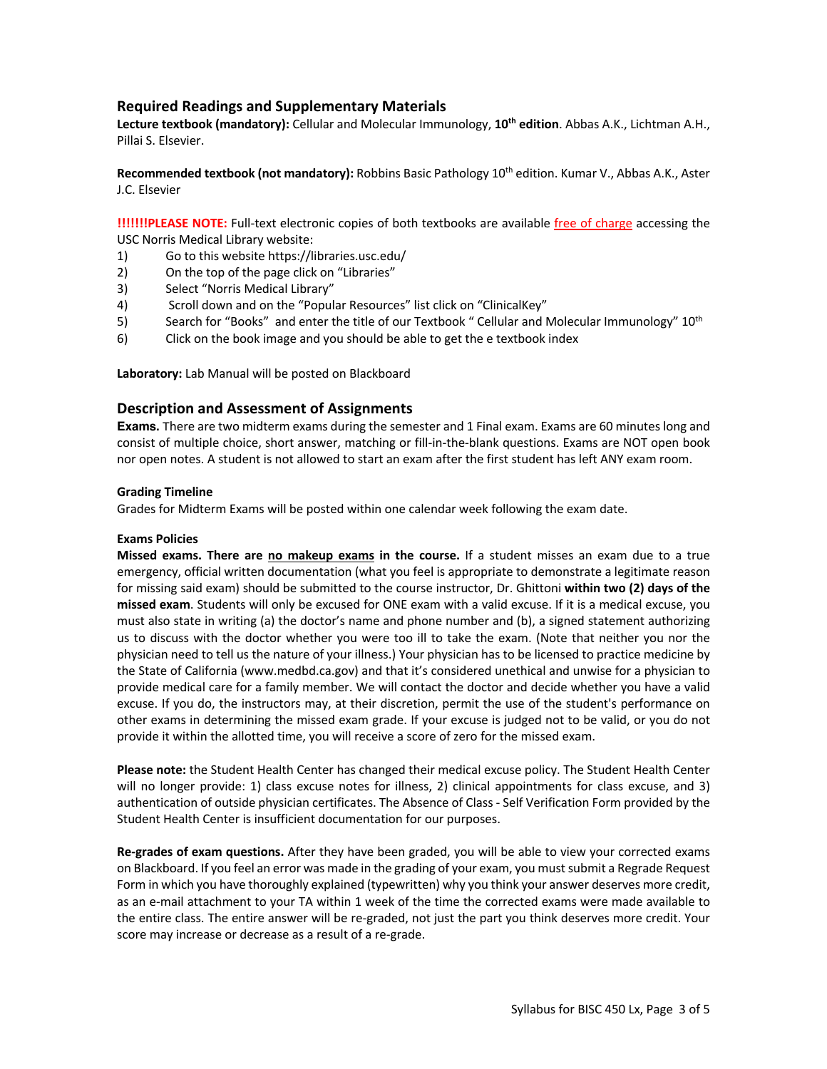## Required Readings and Supplementary Materials

**Lecture textbook (mandatory):** Cellular and Molecular Immunology, **10th edition**. Abbas A.K., Lichtman A.H., Pillai S. Elsevier.

**Recommended textbook (not mandatory):** Robbins Basic Pathology 10th edition. Kumar V., Abbas A.K., Aster J.C. Elsevier

**!!!!!!PLEASE NOTE:** Full-text electronic copies of both textbooks are available free of charge accessing the USC Norris Medical Library website:

1) Go to this website https://libraries.usc.edu/
2) On the top of the page click on "Libraries"
3) Select "Norris Medical Library"
4) Scroll down and on the "Popular Resources" list click on "ClinicalKey"
5) Search for "Books" and enter the title of our Textbook " Cellular and Molecular Immunology" 10th
6) Click on the book image and you should be able to get the e textbook index

**Laboratory:** Lab Manual will be posted on Blackboard

## Description and Assessment of Assignments

**Exams.** There are two midterm exams during the semester and 1 Final exam. Exams are 60 minutes long and consist of multiple choice, short answer, matching or fill-in-the-blank questions. Exams are NOT open book nor open notes. A student is not allowed to start an exam after the first student has left ANY exam room.

**Grading Timeline**

Grades for Midterm Exams will be posted within one calendar week following the exam date.

**Exams Policies**

**Missed exams. There are no makeup exams in the course.** If a student misses an exam due to a true emergency, official written documentation (what you feel is appropriate to demonstrate a legitimate reason for missing said exam) should be submitted to the course instructor, Dr. Ghittoni **within two (2) days of the missed exam**. Students will only be excused for ONE exam with a valid excuse. If it is a medical excuse, you must also state in writing (a) the doctor's name and phone number and (b), a signed statement authorizing us to discuss with the doctor whether you were too ill to take the exam. (Note that neither you nor the physician need to tell us the nature of your illness.) Your physician has to be licensed to practice medicine by the State of California (www.medbd.ca.gov) and that it's considered unethical and unwise for a physician to provide medical care for a family member. We will contact the doctor and decide whether you have a valid excuse. If you do, the instructors may, at their discretion, permit the use of the student's performance on other exams in determining the missed exam grade. If your excuse is judged not to be valid, or you do not provide it within the allotted time, you will receive a score of zero for the missed exam.

**Please note:** the Student Health Center has changed their medical excuse policy. The Student Health Center will no longer provide: 1) class excuse notes for illness, 2) clinical appointments for class excuse, and 3) authentication of outside physician certificates. The Absence of Class - Self Verification Form provided by the Student Health Center is insufficient documentation for our purposes.

**Re-grades of exam questions.** After they have been graded, you will be able to view your corrected exams on Blackboard. If you feel an error was made in the grading of your exam, you must submit a Regrade Request Form in which you have thoroughly explained (typewritten) why you think your answer deserves more credit, as an e-mail attachment to your TA within 1 week of the time the corrected exams were made available to the entire class. The entire answer will be re-graded, not just the part you think deserves more credit. Your score may increase or decrease as a result of a re-grade.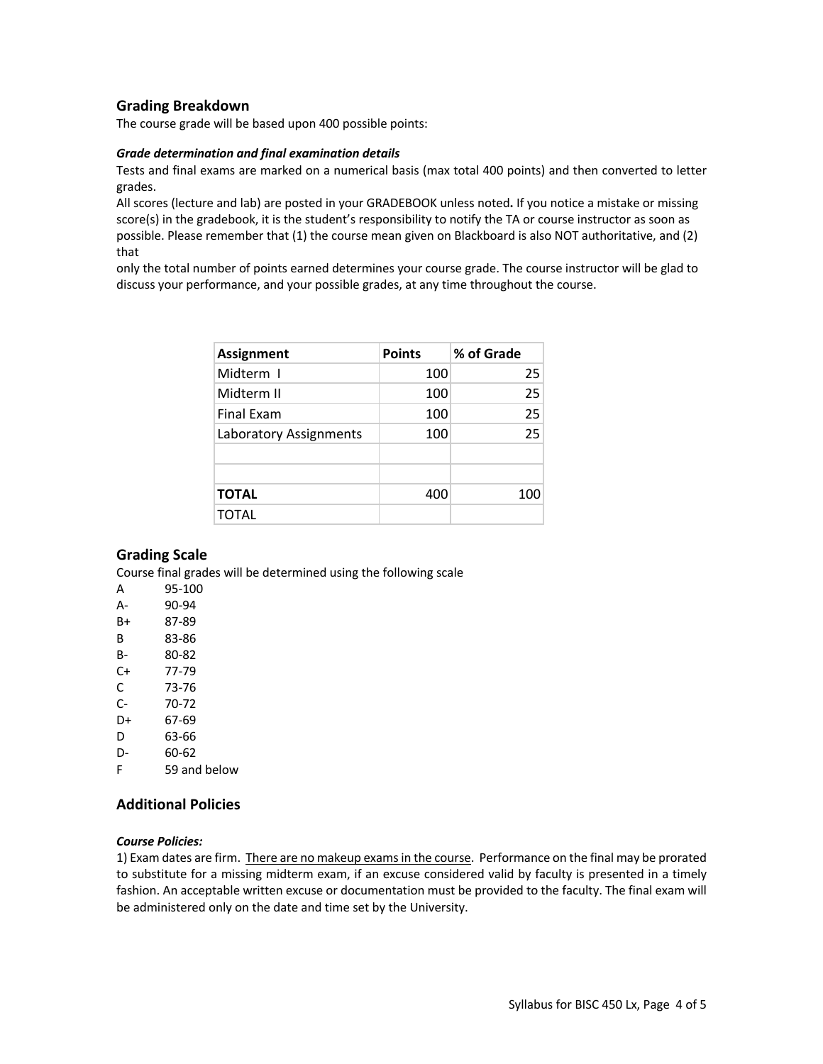## Grading Breakdown

The course grade will be based upon 400 possible points:

***Grade determination and final examination details***

Tests and final exams are marked on a numerical basis (max total 400 points) and then converted to letter grades.

All scores (lecture and lab) are posted in your GRADEBOOK unless noted**.** If you notice a mistake or missing score(s) in the gradebook, it is the student's responsibility to notify the TA or course instructor as soon as possible. Please remember that (1) the course mean given on Blackboard is also NOT authoritative, and (2) that

only the total number of points earned determines your course grade. The course instructor will be glad to discuss your performance, and your possible grades, at any time throughout the course.

| **Assignment** | **Points** | **% of Grade** |
|---|---|---|
| Midterm I | 100 | 25 |
| Midterm II | 100 | 25 |
| Final Exam | 100 | 25 |
| Laboratory Assignments | 100 | 25 |
| | | |
| | | |
| **TOTAL** | 400 | 100 |
| TOTAL | | |

## Grading Scale

Course final grades will be determined using the following scale

| | |
|---|---|
| A | 95-100 |
| A- | 90-94 |
| B+ | 87-89 |
| B | 83-86 |
| B- | 80-82 |
| C+ | 77-79 |
| C | 73-76 |
| C- | 70-72 |
| D+ | 67-69 |
| D | 63-66 |
| D- | 60-62 |
| F | 59 and below |

## Additional Policies

***Course Policies:***

1) Exam dates are firm. There are no makeup exams in the course. Performance on the final may be prorated to substitute for a missing midterm exam, if an excuse considered valid by faculty is presented in a timely fashion. An acceptable written excuse or documentation must be provided to the faculty. The final exam will be administered only on the date and time set by the University.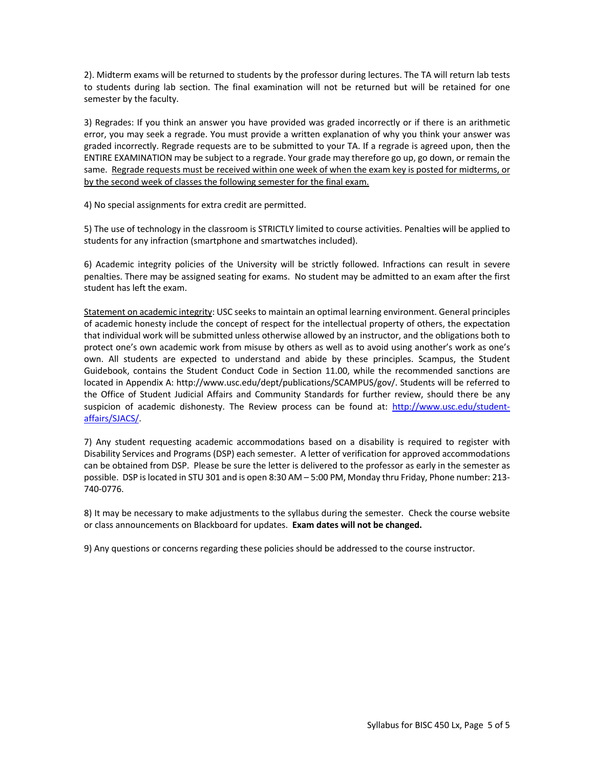2). Midterm exams will be returned to students by the professor during lectures. The TA will return lab tests to students during lab section. The final examination will not be returned but will be retained for one semester by the faculty.

3) Regrades: If you think an answer you have provided was graded incorrectly or if there is an arithmetic error, you may seek a regrade. You must provide a written explanation of why you think your answer was graded incorrectly. Regrade requests are to be submitted to your TA. If a regrade is agreed upon, then the ENTIRE EXAMINATION may be subject to a regrade. Your grade may therefore go up, go down, or remain the same. <u>Regrade requests must be received within one week of when the exam key is posted for midterms, or by the second week of classes the following semester for the final exam.</u>

4) No special assignments for extra credit are permitted.

5) The use of technology in the classroom is STRICTLY limited to course activities. Penalties will be applied to students for any infraction (smartphone and smartwatches included).

6) Academic integrity policies of the University will be strictly followed. Infractions can result in severe penalties. There may be assigned seating for exams. No student may be admitted to an exam after the first student has left the exam.

<u>Statement on academic integrity</u>: USC seeks to maintain an optimal learning environment. General principles of academic honesty include the concept of respect for the intellectual property of others, the expectation that individual work will be submitted unless otherwise allowed by an instructor, and the obligations both to protect one's own academic work from misuse by others as well as to avoid using another's work as one's own. All students are expected to understand and abide by these principles. Scampus, the Student Guidebook, contains the Student Conduct Code in Section 11.00, while the recommended sanctions are located in Appendix A: http://www.usc.edu/dept/publications/SCAMPUS/gov/. Students will be referred to the Office of Student Judicial Affairs and Community Standards for further review, should there be any suspicion of academic dishonesty. The Review process can be found at: http://www.usc.edu/student-affairs/SJACS/.

7) Any student requesting academic accommodations based on a disability is required to register with Disability Services and Programs (DSP) each semester. A letter of verification for approved accommodations can be obtained from DSP. Please be sure the letter is delivered to the professor as early in the semester as possible. DSP is located in STU 301 and is open 8:30 AM – 5:00 PM, Monday thru Friday, Phone number: 213-740-0776.

8) It may be necessary to make adjustments to the syllabus during the semester. Check the course website or class announcements on Blackboard for updates. **Exam dates will not be changed.**

9) Any questions or concerns regarding these policies should be addressed to the course instructor.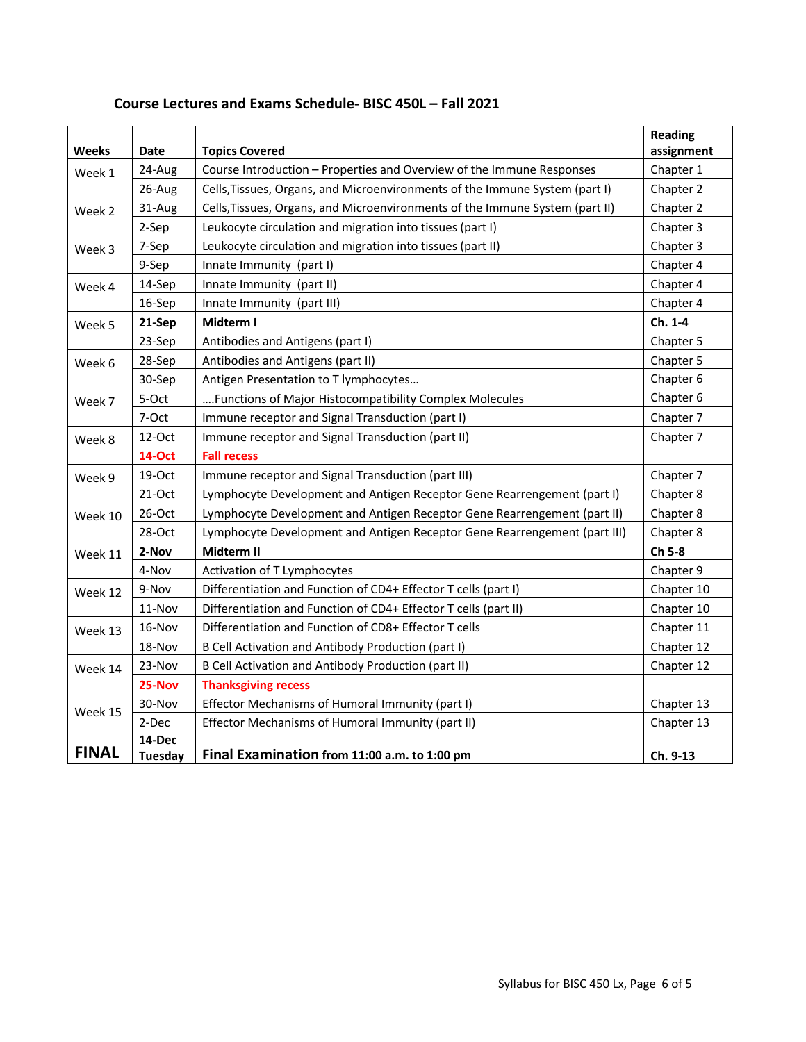**Course Lectures and Exams Schedule- BISC 450L – Fall 2021**

| Weeks | Date | Topics Covered | Reading assignment |
|---|---|---|---|
| Week 1 | 24-Aug | Course Introduction – Properties and Overview of the Immune Responses | Chapter 1 |
| | 26-Aug | Cells,Tissues, Organs, and Microenvironments of the Immune System (part I) | Chapter 2 |
| Week 2 | 31-Aug | Cells,Tissues, Organs, and Microenvironments of the Immune System (part II) | Chapter 2 |
| | 2-Sep | Leukocyte circulation and migration into tissues (part I) | Chapter 3 |
| Week 3 | 7-Sep | Leukocyte circulation and migration into tissues (part II) | Chapter 3 |
| | 9-Sep | Innate Immunity (part I) | Chapter 4 |
| Week 4 | 14-Sep | Innate Immunity (part II) | Chapter 4 |
| | 16-Sep | Innate Immunity (part III) | Chapter 4 |
| Week 5 | **21-Sep** | **Midterm I** | **Ch. 1-4** |
| | 23-Sep | Antibodies and Antigens (part I) | Chapter 5 |
| Week 6 | 28-Sep | Antibodies and Antigens (part II) | Chapter 5 |
| | 30-Sep | Antigen Presentation to T lymphocytes… | Chapter 6 |
| Week 7 | 5-Oct | ….Functions of Major Histocompatibility Complex Molecules | Chapter 6 |
| | 7-Oct | Immune receptor and Signal Transduction (part I) | Chapter 7 |
| Week 8 | 12-Oct | Immune receptor and Signal Transduction (part II) | Chapter 7 |
| | **14-Oct** | **Fall recess** | |
| Week 9 | 19-Oct | Immune receptor and Signal Transduction (part III) | Chapter 7 |
| | 21-Oct | Lymphocyte Development and Antigen Receptor Gene Rearrengement (part I) | Chapter 8 |
| Week 10 | 26-Oct | Lymphocyte Development and Antigen Receptor Gene Rearrengement (part II) | Chapter 8 |
| | 28-Oct | Lymphocyte Development and Antigen Receptor Gene Rearrengement (part III) | Chapter 8 |
| Week 11 | **2-Nov** | **Midterm II** | **Ch 5-8** |
| | 4-Nov | Activation of T Lymphocytes | Chapter 9 |
| Week 12 | 9-Nov | Differentiation and Function of CD4+ Effector T cells (part I) | Chapter 10 |
| | 11-Nov | Differentiation and Function of CD4+ Effector T cells (part II) | Chapter 10 |
| Week 13 | 16-Nov | Differentiation and Function of CD8+ Effector T cells | Chapter 11 |
| | 18-Nov | B Cell Activation and Antibody Production (part I) | Chapter 12 |
| Week 14 | 23-Nov | B Cell Activation and Antibody Production (part II) | Chapter 12 |
| | **25-Nov** | **Thanksgiving recess** | |
| Week 15 | 30-Nov | Effector Mechanisms of Humoral Immunity (part I) | Chapter 13 |
| | 2-Dec | Effector Mechanisms of Humoral Immunity (part II) | Chapter 13 |
| **FINAL** | **14-Dec Tuesday** | **Final Examination from 11:00 a.m. to 1:00 pm** | **Ch. 9-13** |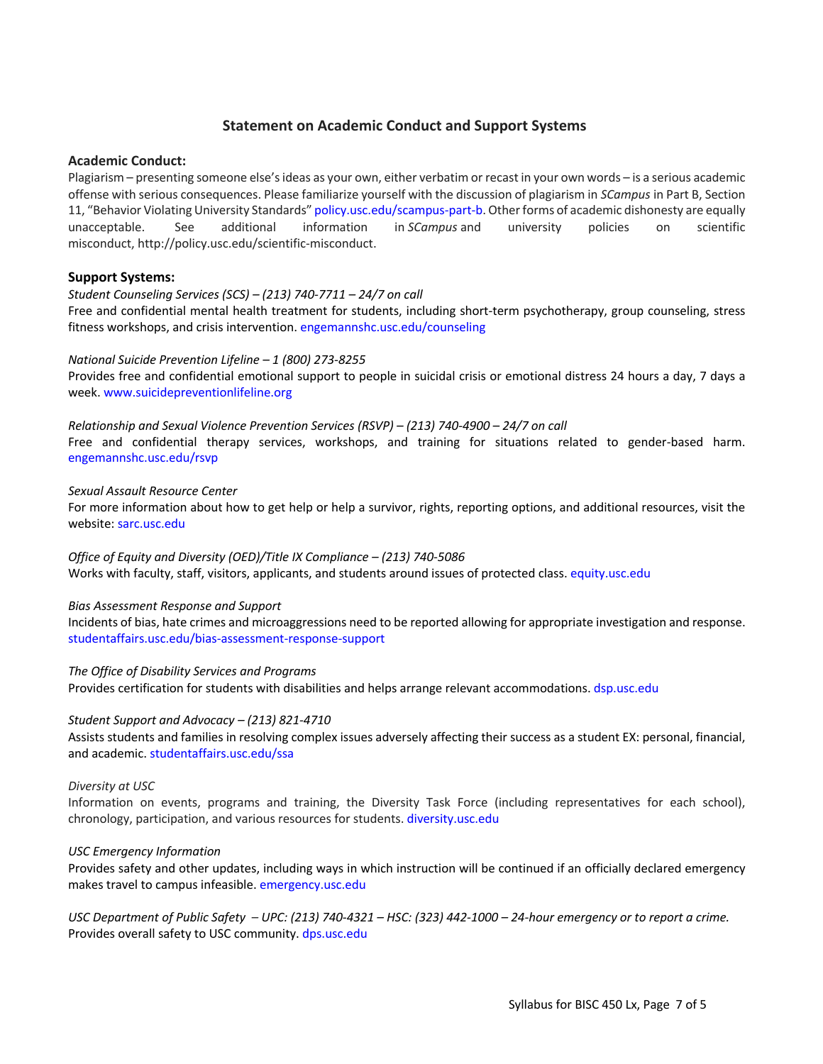## Statement on Academic Conduct and Support Systems

### Academic Conduct:

Plagiarism – presenting someone else's ideas as your own, either verbatim or recast in your own words – is a serious academic offense with serious consequences. Please familiarize yourself with the discussion of plagiarism in *SCampus* in Part B, Section 11, "Behavior Violating University Standards" policy.usc.edu/scampus-part-b. Other forms of academic dishonesty are equally unacceptable. See additional information in *SCampus* and university policies on scientific misconduct, http://policy.usc.edu/scientific-misconduct.

### Support Systems:

*Student Counseling Services (SCS) – (213) 740-7711 – 24/7 on call*
Free and confidential mental health treatment for students, including short-term psychotherapy, group counseling, stress fitness workshops, and crisis intervention. engemannshc.usc.edu/counseling

*National Suicide Prevention Lifeline – 1 (800) 273-8255*
Provides free and confidential emotional support to people in suicidal crisis or emotional distress 24 hours a day, 7 days a week. www.suicidepreventionlifeline.org

*Relationship and Sexual Violence Prevention Services (RSVP) – (213) 740-4900 – 24/7 on call*
Free and confidential therapy services, workshops, and training for situations related to gender-based harm. engemannshc.usc.edu/rsvp

*Sexual Assault Resource Center*
For more information about how to get help or help a survivor, rights, reporting options, and additional resources, visit the website: sarc.usc.edu

*Office of Equity and Diversity (OED)/Title IX Compliance – (213) 740-5086*
Works with faculty, staff, visitors, applicants, and students around issues of protected class. equity.usc.edu

*Bias Assessment Response and Support*
Incidents of bias, hate crimes and microaggressions need to be reported allowing for appropriate investigation and response. studentaffairs.usc.edu/bias-assessment-response-support

*The Office of Disability Services and Programs*
Provides certification for students with disabilities and helps arrange relevant accommodations. dsp.usc.edu

*Student Support and Advocacy – (213) 821-4710*
Assists students and families in resolving complex issues adversely affecting their success as a student EX: personal, financial, and academic. studentaffairs.usc.edu/ssa

*Diversity at USC*
Information on events, programs and training, the Diversity Task Force (including representatives for each school), chronology, participation, and various resources for students. diversity.usc.edu

*USC Emergency Information*
Provides safety and other updates, including ways in which instruction will be continued if an officially declared emergency makes travel to campus infeasible. emergency.usc.edu

*USC Department of Public Safety – UPC: (213) 740-4321 – HSC: (323) 442-1000 – 24-hour emergency or to report a crime.*
Provides overall safety to USC community. dps.usc.edu